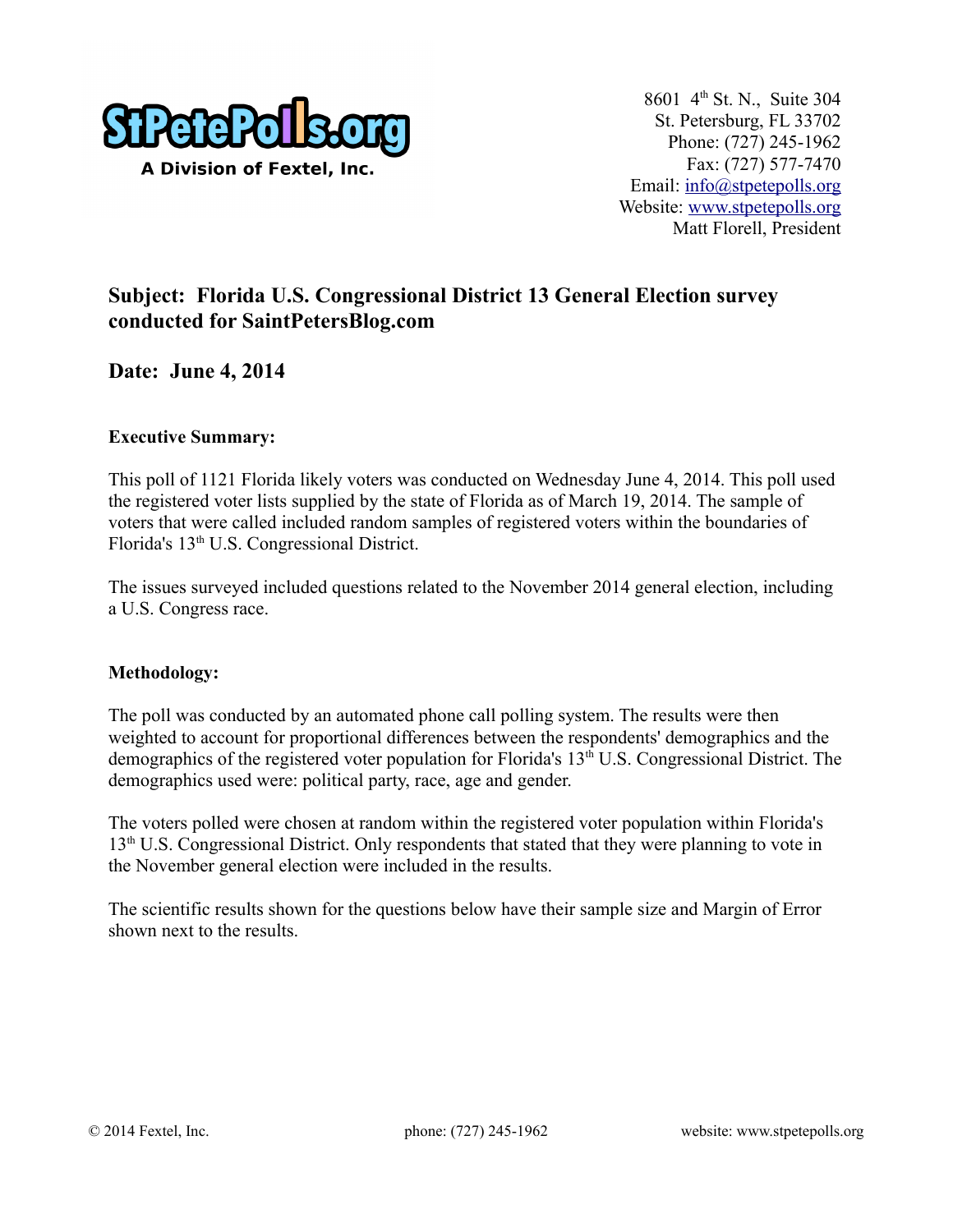**StPetePolls.org**
A Division of Fextel, Inc.

8601 4th St. N., Suite 304
St. Petersburg, FL 33702
Phone: (727) 245-1962
Fax: (727) 577-7470
Email: info@stpetepolls.org
Website: www.stpetepolls.org
Matt Florell, President

## Subject: Florida U.S. Congressional District 13 General Election survey conducted for SaintPetersBlog.com

## Date: June 4, 2014

### Executive Summary:

This poll of 1121 Florida likely voters was conducted on Wednesday June 4, 2014. This poll used the registered voter lists supplied by the state of Florida as of March 19, 2014. The sample of voters that were called included random samples of registered voters within the boundaries of Florida's 13th U.S. Congressional District.

The issues surveyed included questions related to the November 2014 general election, including a U.S. Congress race.

### Methodology:

The poll was conducted by an automated phone call polling system. The results were then weighted to account for proportional differences between the respondents' demographics and the demographics of the registered voter population for Florida's 13th U.S. Congressional District. The demographics used were: political party, race, age and gender.

The voters polled were chosen at random within the registered voter population within Florida's 13th U.S. Congressional District. Only respondents that stated that they were planning to vote in the November general election were included in the results.

The scientific results shown for the questions below have their sample size and Margin of Error shown next to the results.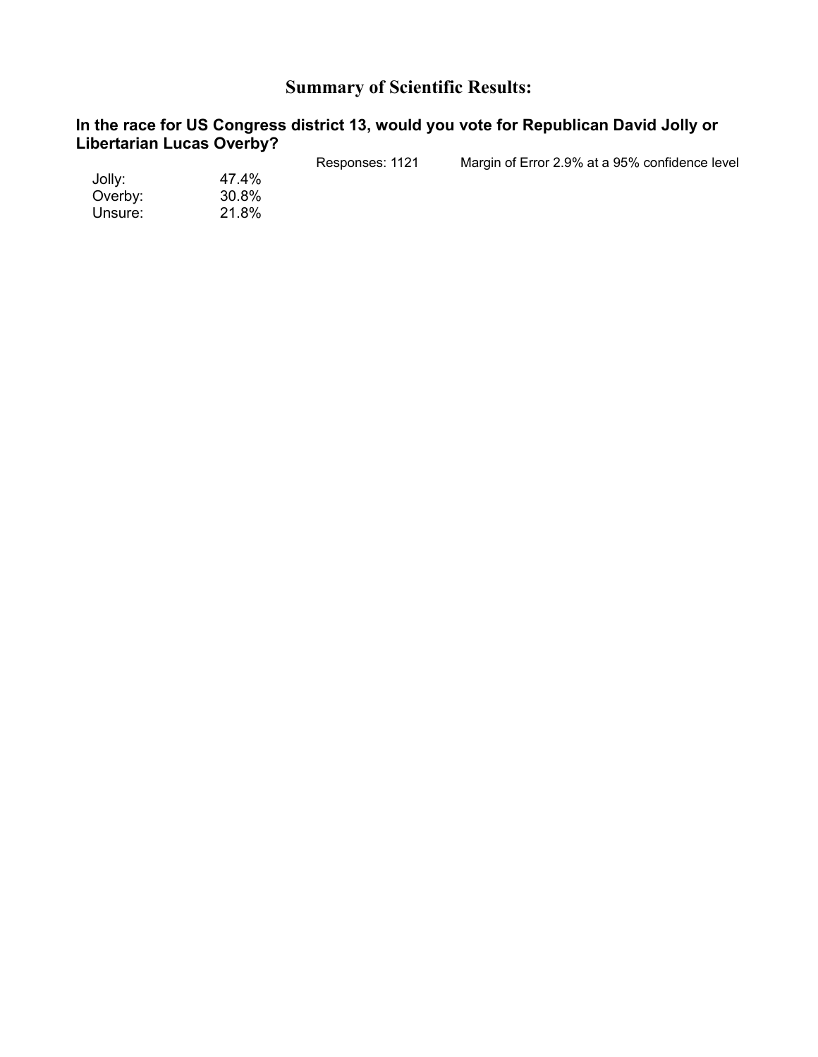# Summary of Scientific Results:

## In the race for US Congress district 13, would you vote for Republican David Jolly or Libertarian Lucas Overby?

Responses: 1121 Margin of Error 2.9% at a 95% confidence level

| | |
|---|---|
| Jolly: | 47.4% |
| Overby: | 30.8% |
| Unsure: | 21.8% |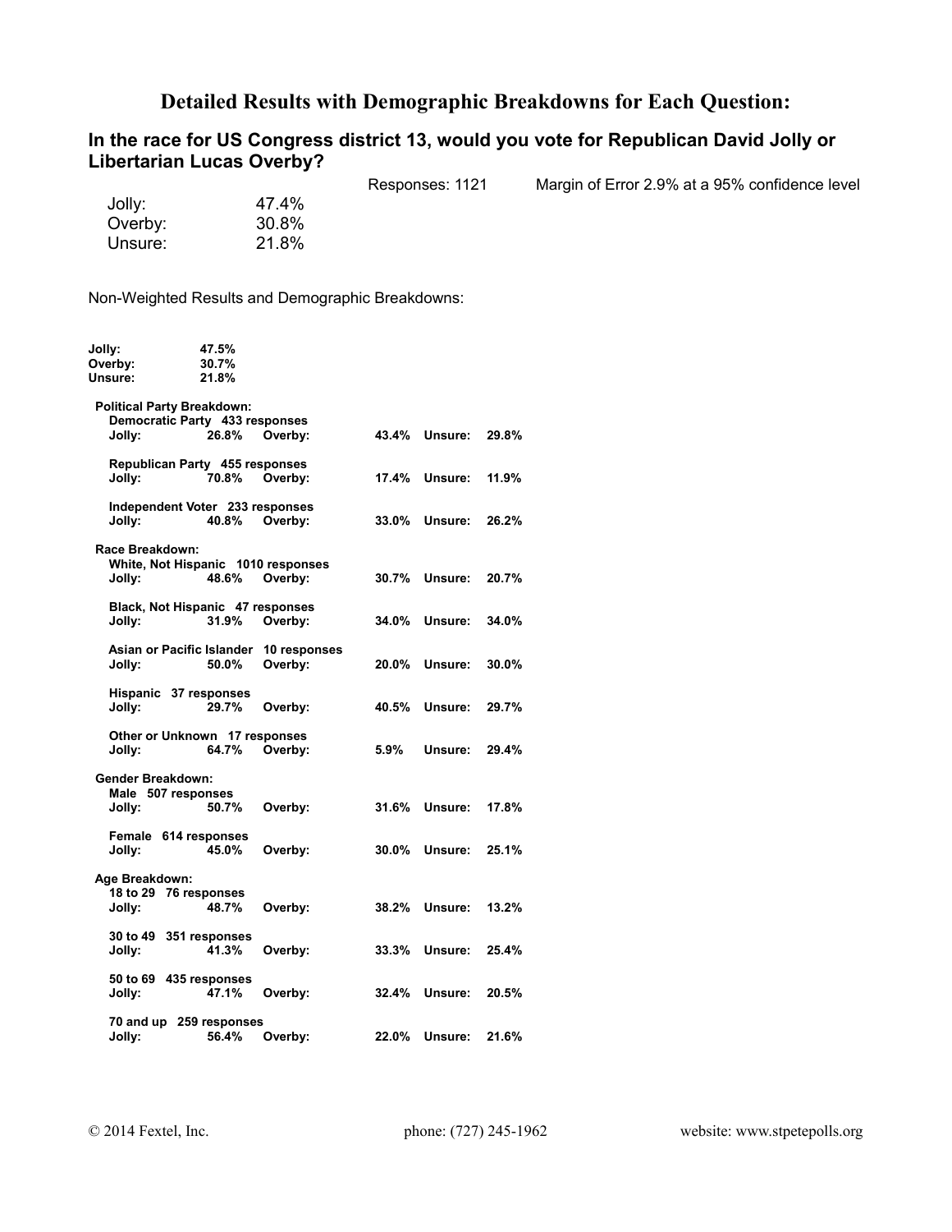# Detailed Results with Demographic Breakdowns for Each Question:

## In the race for US Congress district 13, would you vote for Republican David Jolly or Libertarian Lucas Overby?

Responses: 1121　　Margin of Error 2.9% at a 95% confidence level

| | |
|---|---|
| Jolly: | 47.4% |
| Overby: | 30.8% |
| Unsure: | 21.8% |

Non-Weighted Results and Demographic Breakdowns:

| | |
|---|---|
| **Jolly:** | **47.5%** |
| **Overby:** | **30.7%** |
| **Unsure:** | **21.8%** |

**Political Party Breakdown:**

| | | | | | |
|---|---|---|---|---|---|
| **Democratic Party 433 responses** | | | | | |
| **Jolly:** | **26.8%** | **Overby:** | **43.4%** | **Unsure:** | **29.8%** |
| **Republican Party 455 responses** | | | | | |
| **Jolly:** | **70.8%** | **Overby:** | **17.4%** | **Unsure:** | **11.9%** |
| **Independent Voter 233 responses** | | | | | |
| **Jolly:** | **40.8%** | **Overby:** | **33.0%** | **Unsure:** | **26.2%** |

**Race Breakdown:**

| | | | | | |
|---|---|---|---|---|---|
| **White, Not Hispanic 1010 responses** | | | | | |
| **Jolly:** | **48.6%** | **Overby:** | **30.7%** | **Unsure:** | **20.7%** |
| **Black, Not Hispanic 47 responses** | | | | | |
| **Jolly:** | **31.9%** | **Overby:** | **34.0%** | **Unsure:** | **34.0%** |
| **Asian or Pacific Islander 10 responses** | | | | | |
| **Jolly:** | **50.0%** | **Overby:** | **20.0%** | **Unsure:** | **30.0%** |
| **Hispanic 37 responses** | | | | | |
| **Jolly:** | **29.7%** | **Overby:** | **40.5%** | **Unsure:** | **29.7%** |
| **Other or Unknown 17 responses** | | | | | |
| **Jolly:** | **64.7%** | **Overby:** | **5.9%** | **Unsure:** | **29.4%** |

**Gender Breakdown:**

| | | | | | |
|---|---|---|---|---|---|
| **Male 507 responses** | | | | | |
| **Jolly:** | **50.7%** | **Overby:** | **31.6%** | **Unsure:** | **17.8%** |
| **Female 614 responses** | | | | | |
| **Jolly:** | **45.0%** | **Overby:** | **30.0%** | **Unsure:** | **25.1%** |

**Age Breakdown:**

| | | | | | |
|---|---|---|---|---|---|
| **18 to 29 76 responses** | | | | | |
| **Jolly:** | **48.7%** | **Overby:** | **38.2%** | **Unsure:** | **13.2%** |
| **30 to 49 351 responses** | | | | | |
| **Jolly:** | **41.3%** | **Overby:** | **33.3%** | **Unsure:** | **25.4%** |
| **50 to 69 435 responses** | | | | | |
| **Jolly:** | **47.1%** | **Overby:** | **32.4%** | **Unsure:** | **20.5%** |
| **70 and up 259 responses** | | | | | |
| **Jolly:** | **56.4%** | **Overby:** | **22.0%** | **Unsure:** | **21.6%** |

© 2014 Fextel, Inc.　　phone: (727) 245-1962　　website: www.stpetepolls.org